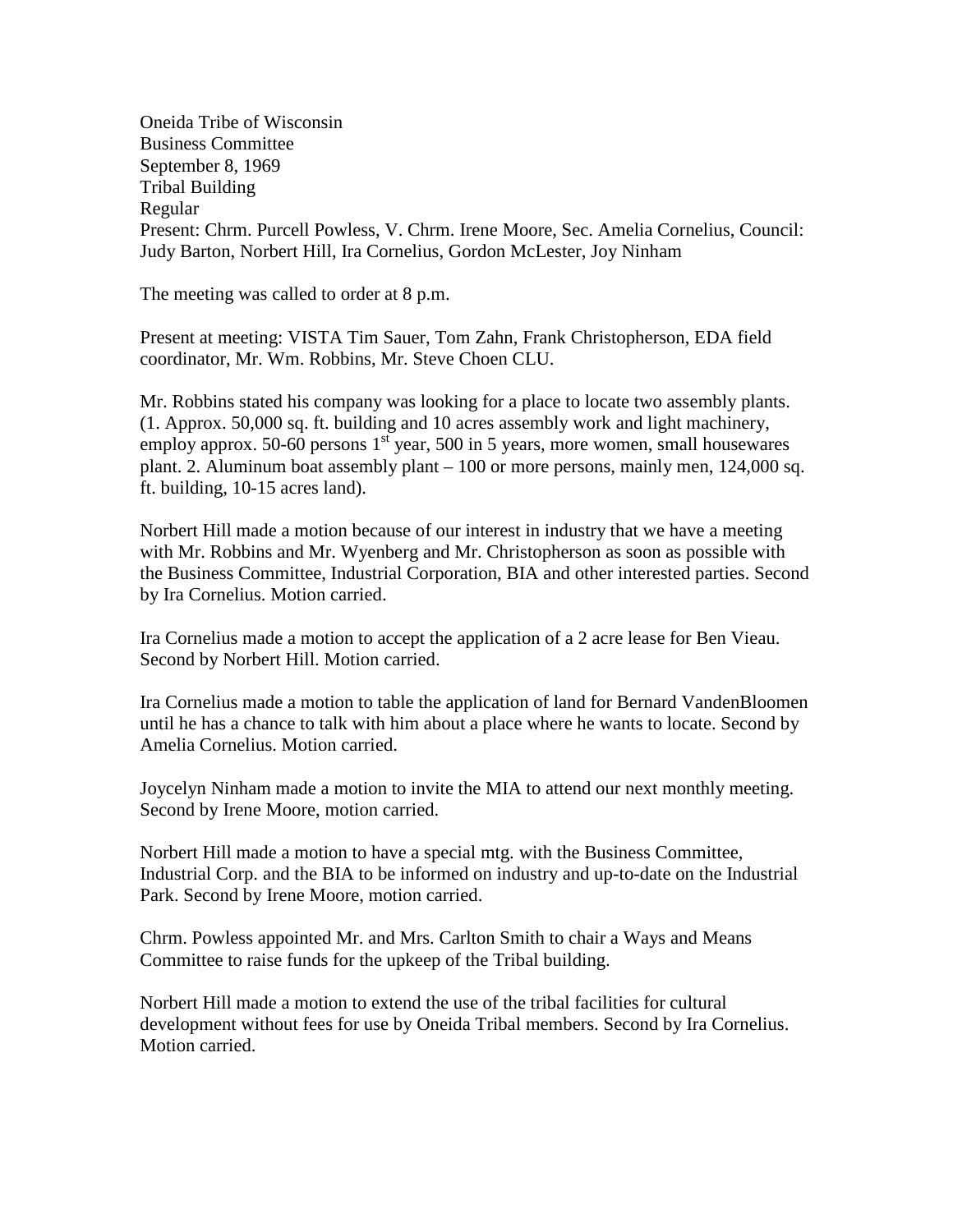Oneida Tribe of Wisconsin
Business Committee
September 8, 1969
Tribal Building
Regular
Present: Chrm. Purcell Powless, V. Chrm. Irene Moore, Sec. Amelia Cornelius, Council: Judy Barton, Norbert Hill, Ira Cornelius, Gordon McLester, Joy Ninham

The meeting was called to order at 8 p.m.

Present at meeting: VISTA Tim Sauer, Tom Zahn, Frank Christopherson, EDA field coordinator, Mr. Wm. Robbins, Mr. Steve Choen CLU.

Mr. Robbins stated his company was looking for a place to locate two assembly plants. (1. Approx. 50,000 sq. ft. building and 10 acres assembly work and light machinery, employ approx. 50-60 persons 1st year, 500 in 5 years, more women, small housewares plant. 2. Aluminum boat assembly plant – 100 or more persons, mainly men, 124,000 sq. ft. building, 10-15 acres land).

Norbert Hill made a motion because of our interest in industry that we have a meeting with Mr. Robbins and Mr. Wyenberg and Mr. Christopherson as soon as possible with the Business Committee, Industrial Corporation, BIA and other interested parties. Second by Ira Cornelius. Motion carried.

Ira Cornelius made a motion to accept the application of a 2 acre lease for Ben Vieau. Second by Norbert Hill. Motion carried.

Ira Cornelius made a motion to table the application of land for Bernard VandenBloomen until he has a chance to talk with him about a place where he wants to locate. Second by Amelia Cornelius. Motion carried.

Joycelyn Ninham made a motion to invite the MIA to attend our next monthly meeting. Second by Irene Moore, motion carried.

Norbert Hill made a motion to have a special mtg. with the Business Committee, Industrial Corp. and the BIA to be informed on industry and up-to-date on the Industrial Park. Second by Irene Moore, motion carried.

Chrm. Powless appointed Mr. and Mrs. Carlton Smith to chair a Ways and Means Committee to raise funds for the upkeep of the Tribal building.

Norbert Hill made a motion to extend the use of the tribal facilities for cultural development without fees for use by Oneida Tribal members. Second by Ira Cornelius. Motion carried.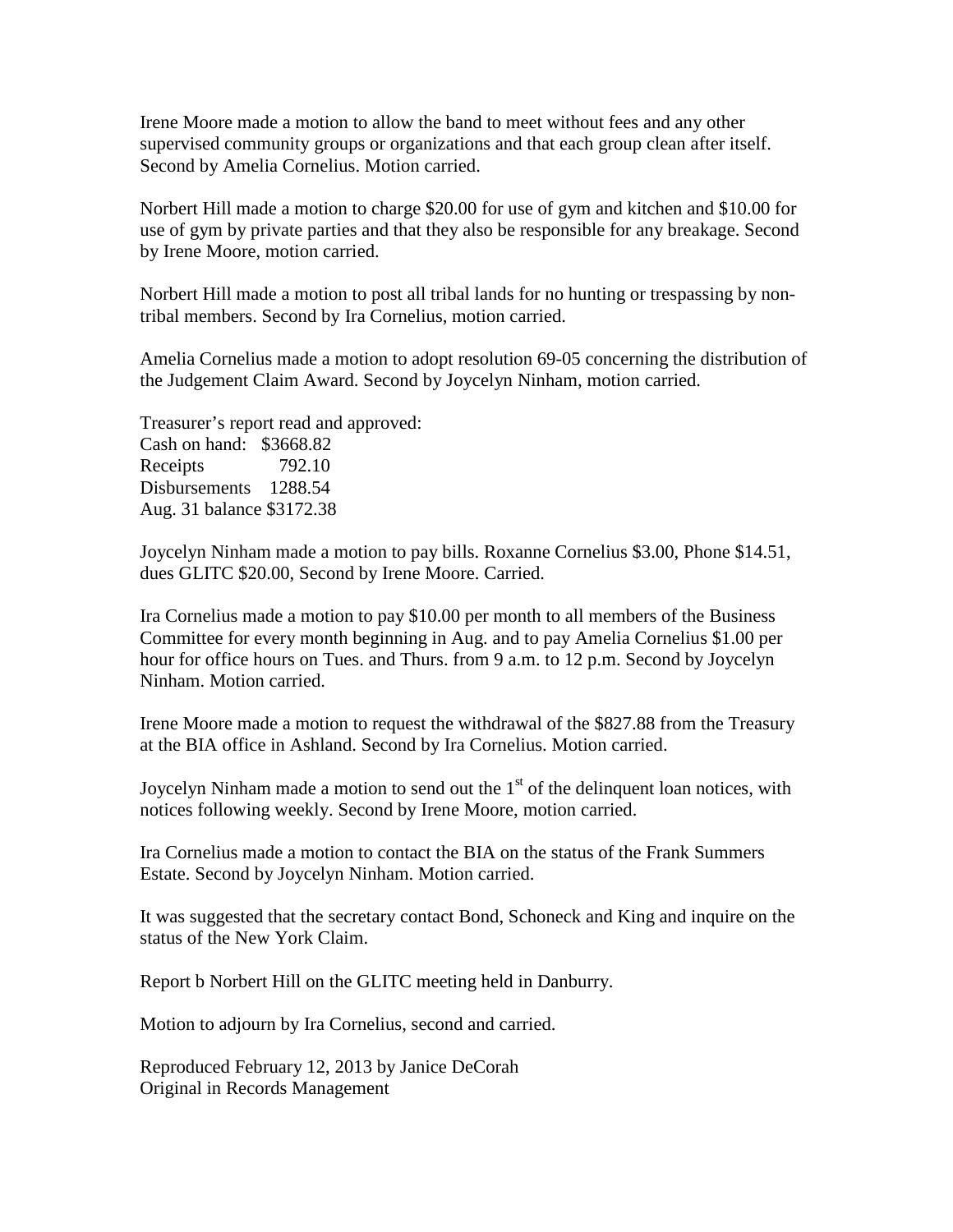Irene Moore made a motion to allow the band to meet without fees and any other supervised community groups or organizations and that each group clean after itself. Second by Amelia Cornelius. Motion carried.

Norbert Hill made a motion to charge $20.00 for use of gym and kitchen and $10.00 for use of gym by private parties and that they also be responsible for any breakage. Second by Irene Moore, motion carried.

Norbert Hill made a motion to post all tribal lands for no hunting or trespassing by non-tribal members. Second by Ira Cornelius, motion carried.

Amelia Cornelius made a motion to adopt resolution 69-05 concerning the distribution of the Judgement Claim Award. Second by Joycelyn Ninham, motion carried.

Treasurer's report read and approved:
Cash on hand: $3668.82
Receipts 792.10
Disbursements 1288.54
Aug. 31 balance $3172.38

Joycelyn Ninham made a motion to pay bills. Roxanne Cornelius $3.00, Phone $14.51, dues GLITC $20.00, Second by Irene Moore. Carried.

Ira Cornelius made a motion to pay $10.00 per month to all members of the Business Committee for every month beginning in Aug. and to pay Amelia Cornelius $1.00 per hour for office hours on Tues. and Thurs. from 9 a.m. to 12 p.m. Second by Joycelyn Ninham. Motion carried.

Irene Moore made a motion to request the withdrawal of the $827.88 from the Treasury at the BIA office in Ashland. Second by Ira Cornelius. Motion carried.

Joycelyn Ninham made a motion to send out the 1st of the delinquent loan notices, with notices following weekly. Second by Irene Moore, motion carried.

Ira Cornelius made a motion to contact the BIA on the status of the Frank Summers Estate. Second by Joycelyn Ninham. Motion carried.

It was suggested that the secretary contact Bond, Schoneck and King and inquire on the status of the New York Claim.

Report b Norbert Hill on the GLITC meeting held in Danburry.

Motion to adjourn by Ira Cornelius, second and carried.

Reproduced February 12, 2013 by Janice DeCorah
Original in Records Management